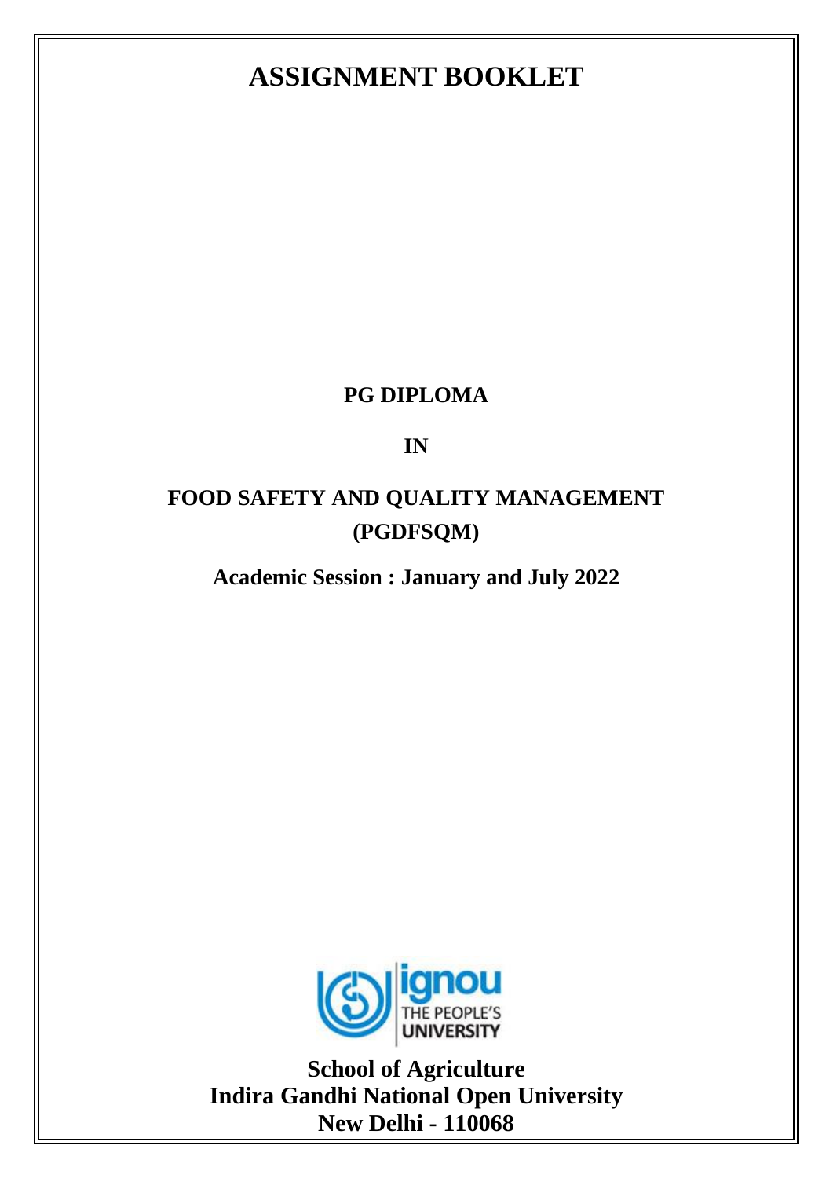# ASSIGNMENT BOOKLET

**PG DIPLOMA**

**IN**

**FOOD SAFETY AND QUALITY MANAGEMENT (PGDFSQM)**

**Academic Session : January and July 2022**

**School of Agriculture**
**Indira Gandhi National Open University**
**New Delhi - 110068**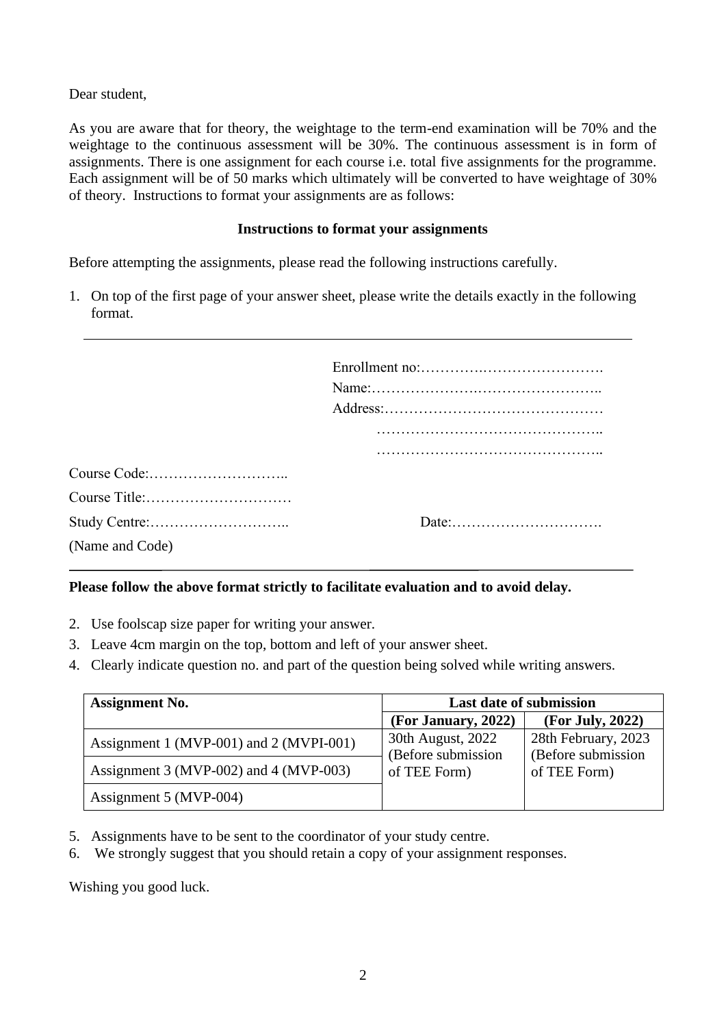Dear student,

As you are aware that for theory, the weightage to the term-end examination will be 70% and the weightage to the continuous assessment will be 30%. The continuous assessment is in form of assignments. There is one assignment for each course i.e. total five assignments for the programme. Each assignment will be of 50 marks which ultimately will be converted to have weightage of 30% of theory. Instructions to format your assignments are as follows:

**Instructions to format your assignments**

Before attempting the assignments, please read the following instructions carefully.

1. On top of the first page of your answer sheet, please write the details exactly in the following format.

---

Enrollment no:…………….…………………….
Name:…………………….……………………..
Address:………………………………………
…………………………………………..
…………………………………………..

Course Code:………………………..
Course Title:…………………………
Study Centre:……………………….. Date:………………………….
(Name and Code)

---

**Please follow the above format strictly to facilitate evaluation and to avoid delay.**

2. Use foolscap size paper for writing your answer.
3. Leave 4cm margin on the top, bottom and left of your answer sheet.
4. Clearly indicate question no. and part of the question being solved while writing answers.

| Assignment No. | Last date of submission | |
|---|---|---|
| | **(For January, 2022)** | **(For July, 2022)** |
| Assignment 1 (MVP-001) and 2 (MVPI-001) | 30th August, 2022 (Before submission of TEE Form) | 28th February, 2023 (Before submission of TEE Form) |
| Assignment 3 (MVP-002) and 4 (MVP-003) | | |
| Assignment 5 (MVP-004) | | |

5. Assignments have to be sent to the coordinator of your study centre.
6. We strongly suggest that you should retain a copy of your assignment responses.

Wishing you good luck.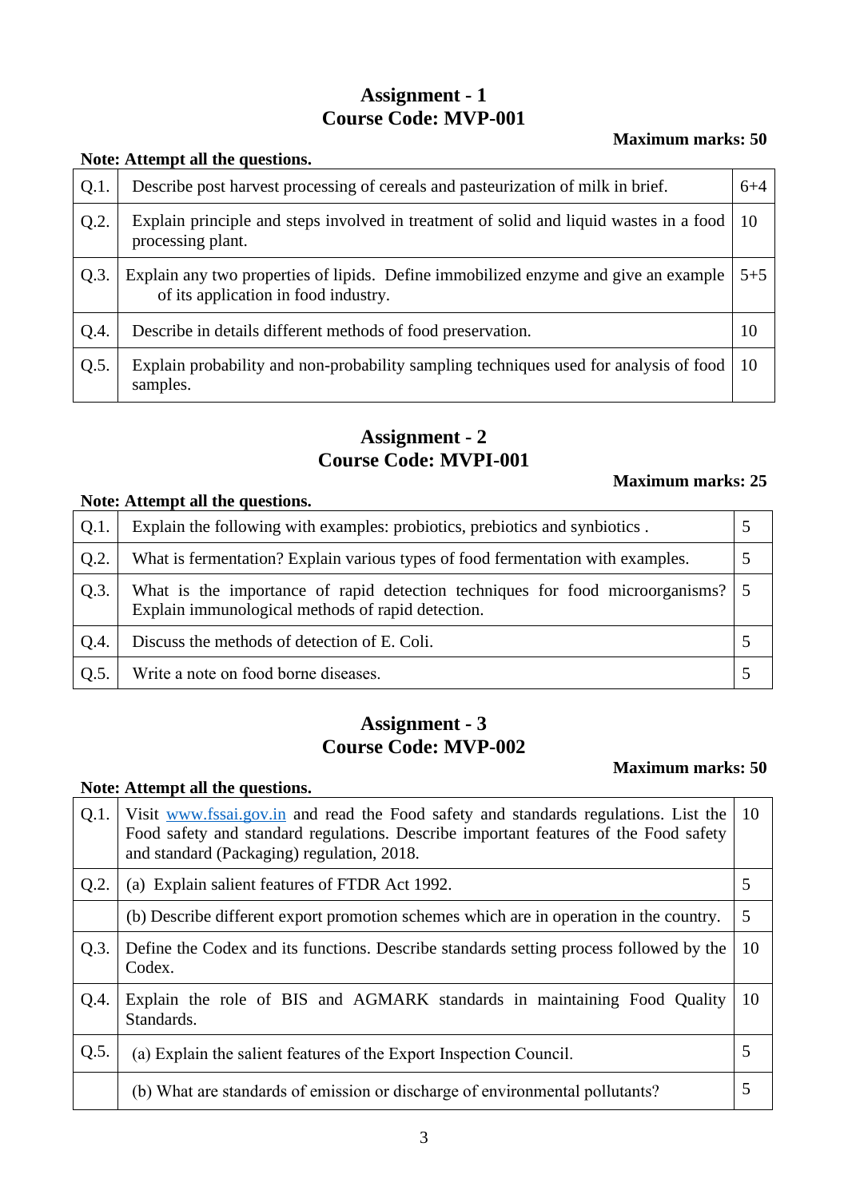## Assignment - 1
## Course Code: MVP-001

**Maximum marks: 50**

**Note: Attempt all the questions.**

| | | |
|---|---|---|
| Q.1. | Describe post harvest processing of cereals and pasteurization of milk in brief. | 6+4 |
| Q.2. | Explain principle and steps involved in treatment of solid and liquid wastes in a food processing plant. | 10 |
| Q.3. | Explain any two properties of lipids. Define immobilized enzyme and give an example of its application in food industry. | 5+5 |
| Q.4. | Describe in details different methods of food preservation. | 10 |
| Q.5. | Explain probability and non-probability sampling techniques used for analysis of food samples. | 10 |

## Assignment - 2
## Course Code: MVPI-001

**Maximum marks: 25**

**Note: Attempt all the questions.**

| | | |
|---|---|---|
| Q.1. | Explain the following with examples: probiotics, prebiotics and synbiotics . | 5 |
| Q.2. | What is fermentation? Explain various types of food fermentation with examples. | 5 |
| Q.3. | What is the importance of rapid detection techniques for food microorganisms? Explain immunological methods of rapid detection. | 5 |
| Q.4. | Discuss the methods of detection of E. Coli. | 5 |
| Q.5. | Write a note on food borne diseases. | 5 |

## Assignment - 3
## Course Code: MVP-002

**Maximum marks: 50**

**Note: Attempt all the questions.**

| | | |
|---|---|---|
| Q.1. | Visit www.fssai.gov.in and read the Food safety and standards regulations. List the Food safety and standard regulations. Describe important features of the Food safety and standard (Packaging) regulation, 2018. | 10 |
| Q.2. | (a) Explain salient features of FTDR Act 1992. | 5 |
| | (b) Describe different export promotion schemes which are in operation in the country. | 5 |
| Q.3. | Define the Codex and its functions. Describe standards setting process followed by the Codex. | 10 |
| Q.4. | Explain the role of BIS and AGMARK standards in maintaining Food Quality Standards. | 10 |
| Q.5. | (a) Explain the salient features of the Export Inspection Council. | 5 |
| | (b) What are standards of emission or discharge of environmental pollutants? | 5 |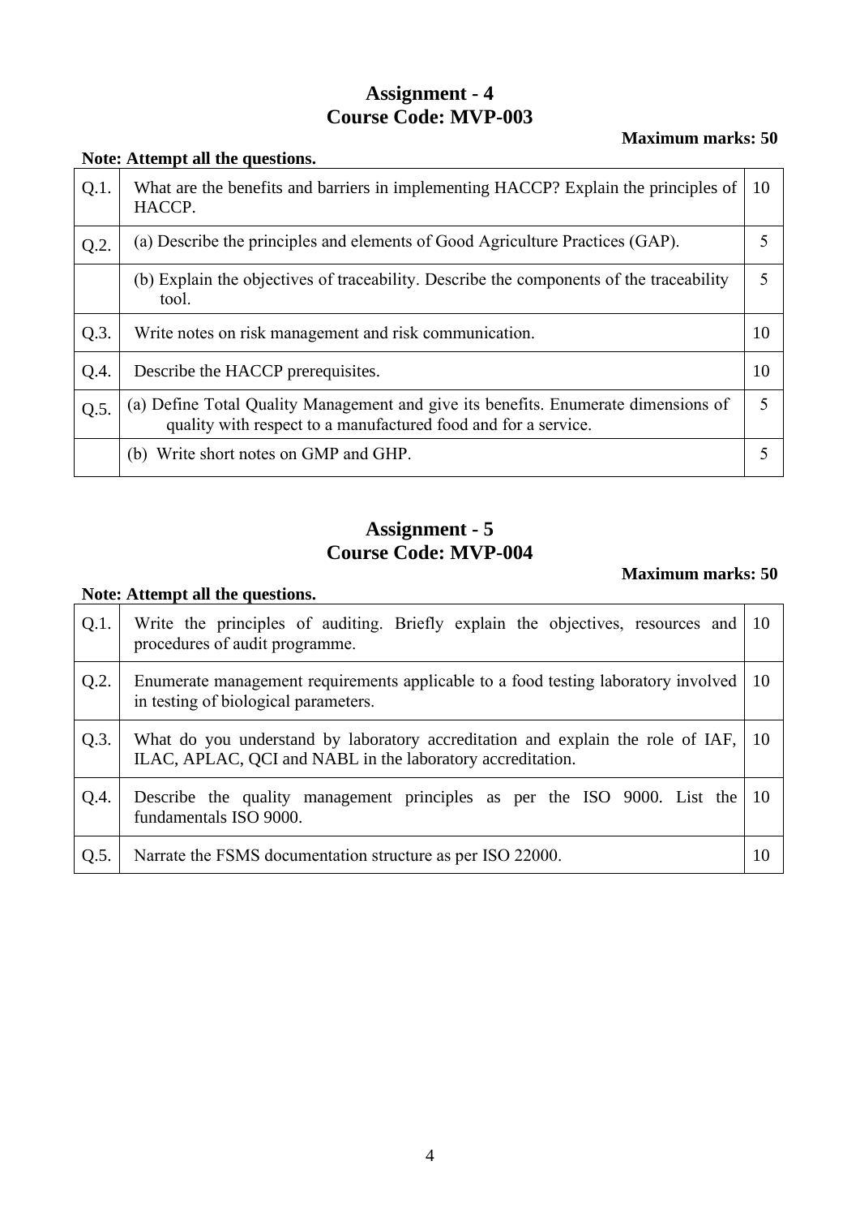## Assignment - 4
## Course Code: MVP-003

**Maximum marks: 50**

**Note: Attempt all the questions.**

| | | |
|---|---|---|
| Q.1. | What are the benefits and barriers in implementing HACCP? Explain the principles of HACCP. | 10 |
| Q.2. | (a) Describe the principles and elements of Good Agriculture Practices (GAP). | 5 |
| | (b) Explain the objectives of traceability. Describe the components of the traceability tool. | 5 |
| Q.3. | Write notes on risk management and risk communication. | 10 |
| Q.4. | Describe the HACCP prerequisites. | 10 |
| Q.5. | (a) Define Total Quality Management and give its benefits. Enumerate dimensions of quality with respect to a manufactured food and for a service. | 5 |
| | (b) Write short notes on GMP and GHP. | 5 |

## Assignment - 5
## Course Code: MVP-004

**Maximum marks: 50**

**Note: Attempt all the questions.**

| | | |
|---|---|---|
| Q.1. | Write the principles of auditing. Briefly explain the objectives, resources and procedures of audit programme. | 10 |
| Q.2. | Enumerate management requirements applicable to a food testing laboratory involved in testing of biological parameters. | 10 |
| Q.3. | What do you understand by laboratory accreditation and explain the role of IAF, ILAC, APLAC, QCI and NABL in the laboratory accreditation. | 10 |
| Q.4. | Describe the quality management principles as per the ISO 9000. List the fundamentals ISO 9000. | 10 |
| Q.5. | Narrate the FSMS documentation structure as per ISO 22000. | 10 |